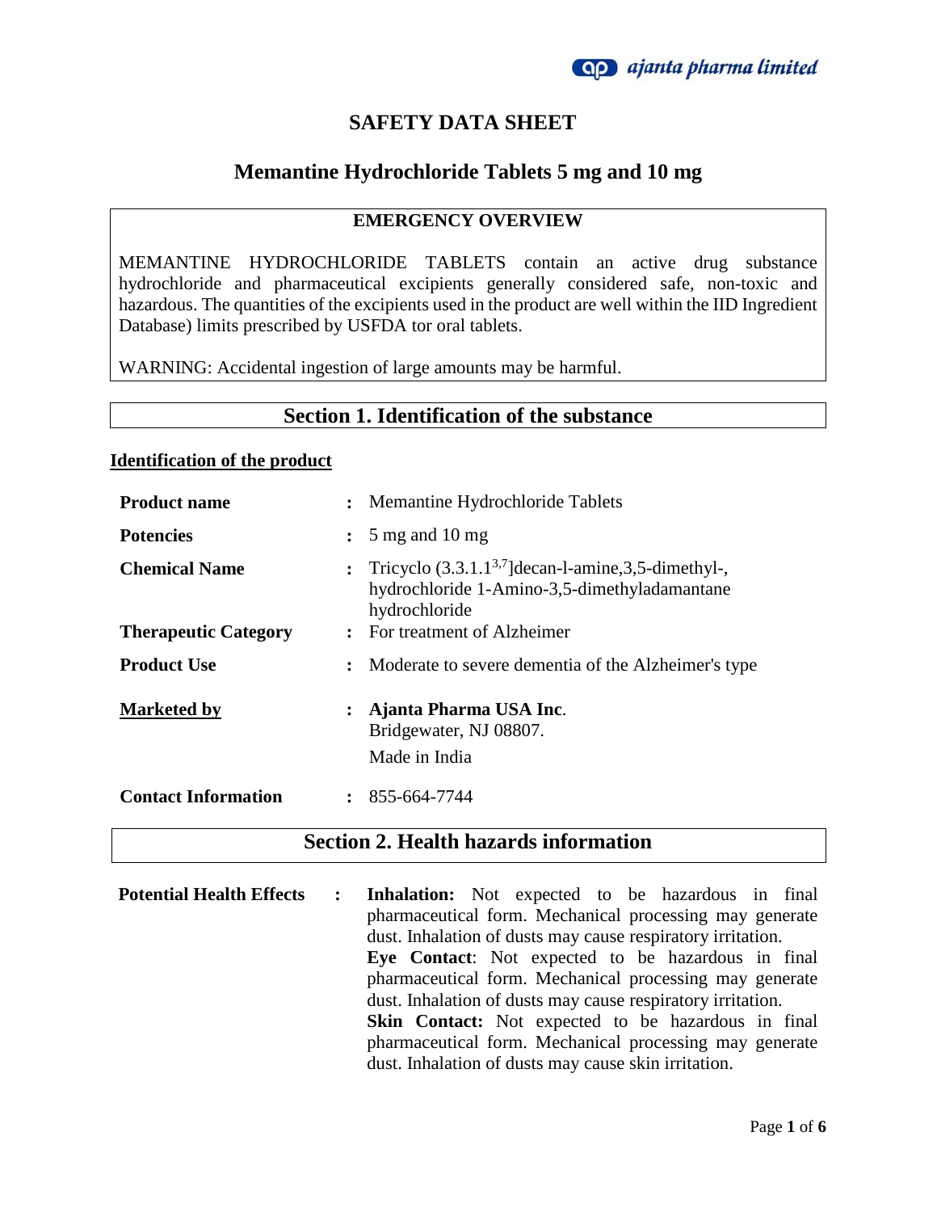# SAFETY DATA SHEET

## Memantine Hydrochloride Tablets 5 mg and 10 mg

### EMERGENCY OVERVIEW

MEMANTINE HYDROCHLORIDE TABLETS contain an active drug substance hydrochloride and pharmaceutical excipients generally considered safe, non-toxic and hazardous. The quantities of the excipients used in the product are well within the IID Ingredient Database) limits prescribed by USFDA tor oral tablets.

WARNING: Accidental ingestion of large amounts may be harmful.

## Section 1. Identification of the substance

**Identification of the product**

| | | |
|---|---|---|
| **Product name** | : | Memantine Hydrochloride Tablets |
| **Potencies** | : | 5 mg and 10 mg |
| **Chemical Name** | : | Tricyclo (3.3.1.1$^{3,7}$]decan-l-amine,3,5-dimethyl-, hydrochloride 1-Amino-3,5-dimethyladamantane hydrochloride |
| **Therapeutic Category** | : | For treatment of Alzheimer |
| **Product Use** | : | Moderate to severe dementia of the Alzheimer's type |
| **Marketed by** | : | **Ajanta Pharma USA Inc**. Bridgewater, NJ 08807. Made in India |
| **Contact Information** | : | 855-664-7744 |

## Section 2. Health hazards information

**Potential Health Effects** :

**Inhalation:** Not expected to be hazardous in final pharmaceutical form. Mechanical processing may generate dust. Inhalation of dusts may cause respiratory irritation.

**Eye Contact**: Not expected to be hazardous in final pharmaceutical form. Mechanical processing may generate dust. Inhalation of dusts may cause respiratory irritation.

**Skin Contact:** Not expected to be hazardous in final pharmaceutical form. Mechanical processing may generate dust. Inhalation of dusts may cause skin irritation.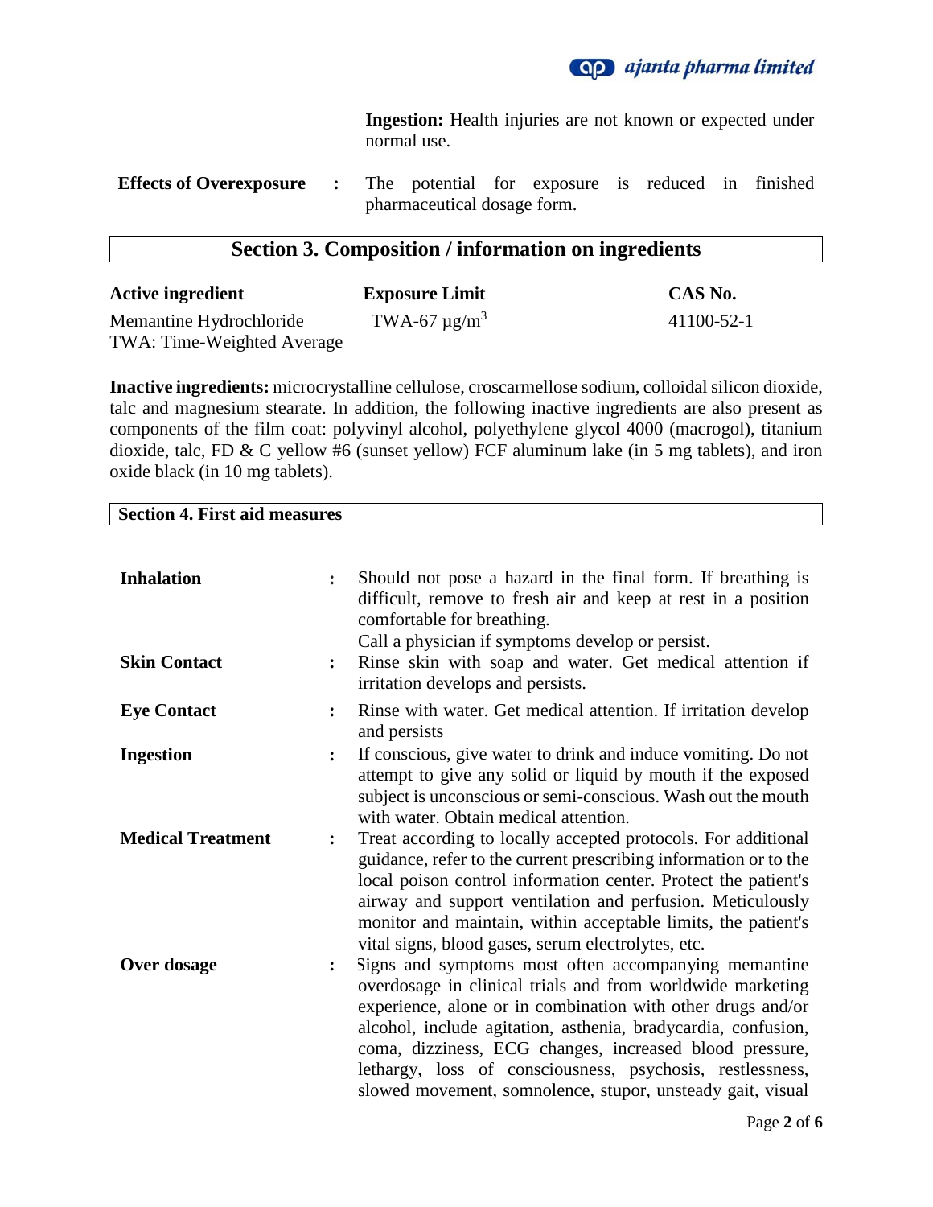**Ingestion:** Health injuries are not known or expected under normal use.

**Effects of Overexposure** : The potential for exposure is reduced in finished pharmaceutical dosage form.

## Section 3. Composition / information on ingredients

| Active ingredient | Exposure Limit | CAS No. |
|---|---|---|
| Memantine Hydrochloride | TWA-67 µg/m$^3$ | 41100-52-1 |

TWA: Time-Weighted Average

**Inactive ingredients:** microcrystalline cellulose, croscarmellose sodium, colloidal silicon dioxide, talc and magnesium stearate. In addition, the following inactive ingredients are also present as components of the film coat: polyvinyl alcohol, polyethylene glycol 4000 (macrogol), titanium dioxide, talc, FD & C yellow #6 (sunset yellow) FCF aluminum lake (in 5 mg tablets), and iron oxide black (in 10 mg tablets).

## Section 4. First aid measures

**Inhalation** : Should not pose a hazard in the final form. If breathing is difficult, remove to fresh air and keep at rest in a position comfortable for breathing.
Call a physician if symptoms develop or persist.

**Skin Contact** : Rinse skin with soap and water. Get medical attention if irritation develops and persists.

**Eye Contact** : Rinse with water. Get medical attention. If irritation develop and persists

**Ingestion** : If conscious, give water to drink and induce vomiting. Do not attempt to give any solid or liquid by mouth if the exposed subject is unconscious or semi-conscious. Wash out the mouth with water. Obtain medical attention.

**Medical Treatment** : Treat according to locally accepted protocols. For additional guidance, refer to the current prescribing information or to the local poison control information center. Protect the patient's airway and support ventilation and perfusion. Meticulously monitor and maintain, within acceptable limits, the patient's vital signs, blood gases, serum electrolytes, etc.

**Over dosage** : Signs and symptoms most often accompanying memantine overdosage in clinical trials and from worldwide marketing experience, alone or in combination with other drugs and/or alcohol, include agitation, asthenia, bradycardia, confusion, coma, dizziness, ECG changes, increased blood pressure, lethargy, loss of consciousness, psychosis, restlessness, slowed movement, somnolence, stupor, unsteady gait, visual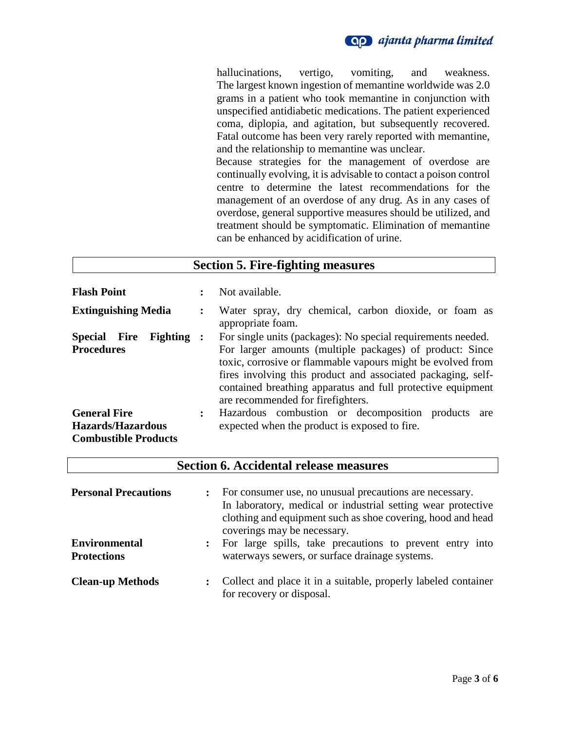hallucinations, vertigo, vomiting, and weakness. The largest known ingestion of memantine worldwide was 2.0 grams in a patient who took memantine in conjunction with unspecified antidiabetic medications. The patient experienced coma, diplopia, and agitation, but subsequently recovered. Fatal outcome has been very rarely reported with memantine, and the relationship to memantine was unclear.

Because strategies for the management of overdose are continually evolving, it is advisable to contact a poison control centre to determine the latest recommendations for the management of an overdose of any drug. As in any cases of overdose, general supportive measures should be utilized, and treatment should be symptomatic. Elimination of memantine can be enhanced by acidification of urine.

## Section 5. Fire-fighting measures

**Flash Point** : Not available.

**Extinguishing Media** : Water spray, dry chemical, carbon dioxide, or foam as appropriate foam.

**Special Fire Fighting Procedures** : For single units (packages): No special requirements needed. For larger amounts (multiple packages) of product: Since toxic, corrosive or flammable vapours might be evolved from fires involving this product and associated packaging, self-contained breathing apparatus and full protective equipment are recommended for firefighters.

**General Fire Hazards/Hazardous Combustible Products** : Hazardous combustion or decomposition products are expected when the product is exposed to fire.

## Section 6. Accidental release measures

**Personal Precautions** : For consumer use, no unusual precautions are necessary. In laboratory, medical or industrial setting wear protective clothing and equipment such as shoe covering, hood and head coverings may be necessary.

**Environmental Protections** : For large spills, take precautions to prevent entry into waterways sewers, or surface drainage systems.

**Clean-up Methods** : Collect and place it in a suitable, properly labeled container for recovery or disposal.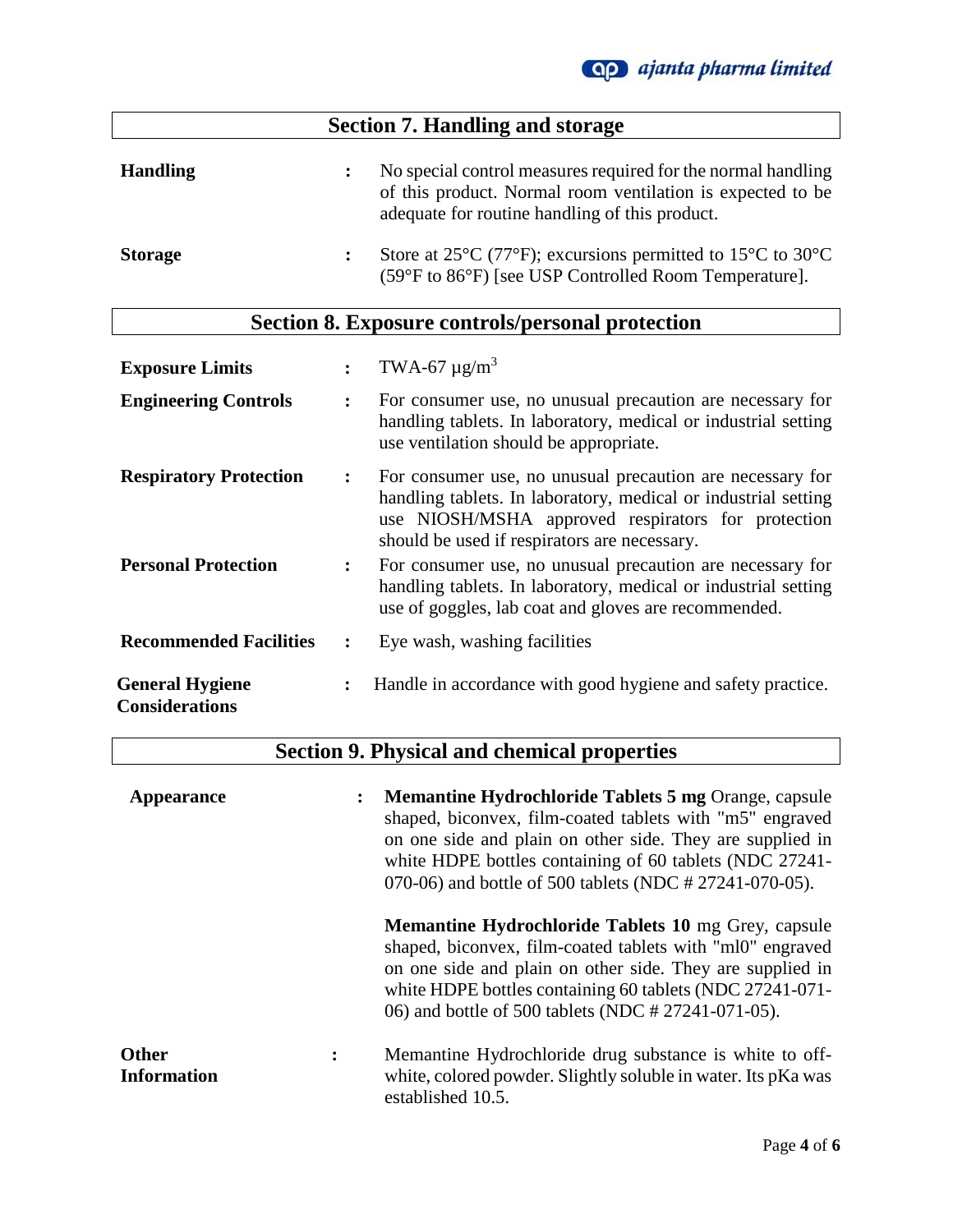## Section 7. Handling and storage

**Handling** : No special control measures required for the normal handling of this product. Normal room ventilation is expected to be adequate for routine handling of this product.

**Storage** : Store at 25°C (77°F); excursions permitted to 15°C to 30°C (59°F to 86°F) [see USP Controlled Room Temperature].

## Section 8. Exposure controls/personal protection

**Exposure Limits** : TWA-67 µg/$m^3$

**Engineering Controls** : For consumer use, no unusual precaution are necessary for handling tablets. In laboratory, medical or industrial setting use ventilation should be appropriate.

**Respiratory Protection** : For consumer use, no unusual precaution are necessary for handling tablets. In laboratory, medical or industrial setting use NIOSH/MSHA approved respirators for protection should be used if respirators are necessary.

**Personal Protection** : For consumer use, no unusual precaution are necessary for handling tablets. In laboratory, medical or industrial setting use of goggles, lab coat and gloves are recommended.

**Recommended Facilities** : Eye wash, washing facilities

**General Hygiene Considerations** : Handle in accordance with good hygiene and safety practice.

## Section 9. Physical and chemical properties

**Appearance** : **Memantine Hydrochloride Tablets 5 mg** Orange, capsule shaped, biconvex, film-coated tablets with "m5" engraved on one side and plain on other side. They are supplied in white HDPE bottles containing of 60 tablets (NDC 27241-070-06) and bottle of 500 tablets (NDC # 27241-070-05).

**Memantine Hydrochloride Tablets 10** mg Grey, capsule shaped, biconvex, film-coated tablets with "ml0" engraved on one side and plain on other side. They are supplied in white HDPE bottles containing 60 tablets (NDC 27241-071-06) and bottle of 500 tablets (NDC # 27241-071-05).

**Other Information** : Memantine Hydrochloride drug substance is white to off-white, colored powder. Slightly soluble in water. Its pKa was established 10.5.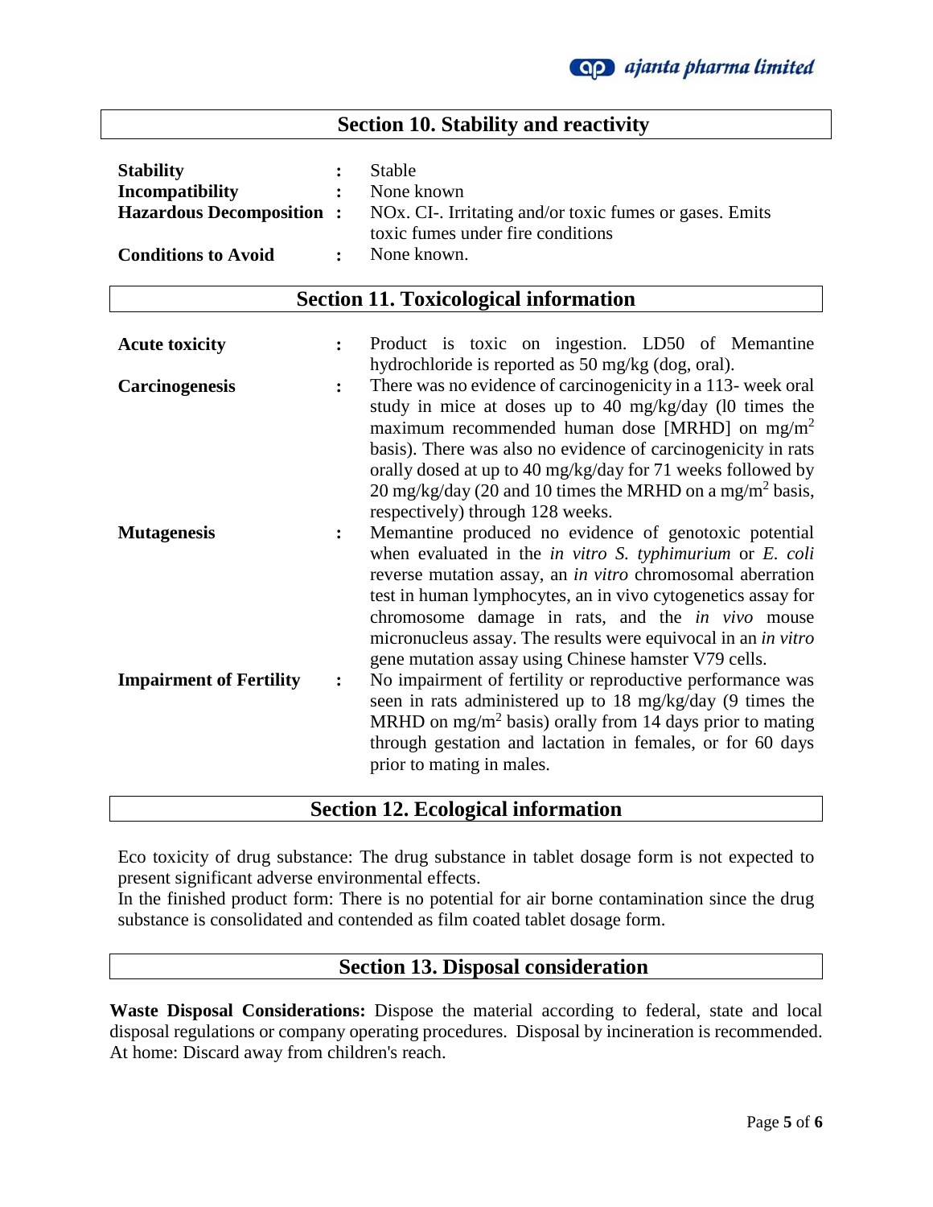## Section 10. Stability and reactivity

| | | |
|---|---|---|
| **Stability** | : | Stable |
| **Incompatibility** | : | None known |
| **Hazardous Decomposition** | : | NOx. CI-. Irritating and/or toxic fumes or gases. Emits toxic fumes under fire conditions |
| **Conditions to Avoid** | : | None known. |

## Section 11. Toxicological information

| | | |
|---|---|---|
| **Acute toxicity** | : | Product is toxic on ingestion. LD50 of Memantine hydrochloride is reported as 50 mg/kg (dog, oral). |
| **Carcinogenesis** | : | There was no evidence of carcinogenicity in a 113- week oral study in mice at doses up to 40 mg/kg/day (l0 times the maximum recommended human dose [MRHD] on mg/m$^2$ basis). There was also no evidence of carcinogenicity in rats orally dosed at up to 40 mg/kg/day for 71 weeks followed by 20 mg/kg/day (20 and 10 times the MRHD on a mg/m$^2$ basis, respectively) through 128 weeks. |
| **Mutagenesis** | : | Memantine produced no evidence of genotoxic potential when evaluated in the *in vitro S. typhimurium* or *E. coli* reverse mutation assay, an *in vitro* chromosomal aberration test in human lymphocytes, an in vivo cytogenetics assay for chromosome damage in rats, and the *in vivo* mouse micronucleus assay. The results were equivocal in an *in vitro* gene mutation assay using Chinese hamster V79 cells. |
| **Impairment of Fertility** | : | No impairment of fertility or reproductive performance was seen in rats administered up to 18 mg/kg/day (9 times the MRHD on mg/m$^2$ basis) orally from 14 days prior to mating through gestation and lactation in females, or for 60 days prior to mating in males. |

## Section 12. Ecological information

Eco toxicity of drug substance: The drug substance in tablet dosage form is not expected to present significant adverse environmental effects.
In the finished product form: There is no potential for air borne contamination since the drug substance is consolidated and contended as film coated tablet dosage form.

## Section 13. Disposal consideration

**Waste Disposal Considerations:** Dispose the material according to federal, state and local disposal regulations or company operating procedures. Disposal by incineration is recommended. At home: Discard away from children's reach.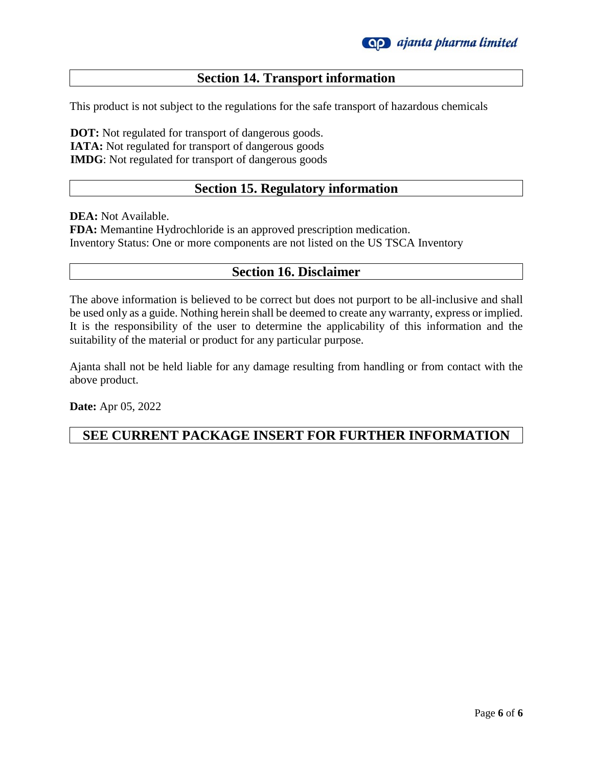## Section 14. Transport information

This product is not subject to the regulations for the safe transport of hazardous chemicals

**DOT:** Not regulated for transport of dangerous goods.
**IATA:** Not regulated for transport of dangerous goods
**IMDG**: Not regulated for transport of dangerous goods

## Section 15. Regulatory information

**DEA:** Not Available.
**FDA:** Memantine Hydrochloride is an approved prescription medication.
Inventory Status: One or more components are not listed on the US TSCA Inventory

## Section 16. Disclaimer

The above information is believed to be correct but does not purport to be all-inclusive and shall be used only as a guide. Nothing herein shall be deemed to create any warranty, express or implied. It is the responsibility of the user to determine the applicability of this information and the suitability of the material or product for any particular purpose.

Ajanta shall not be held liable for any damage resulting from handling or from contact with the above product.

**Date:** Apr 05, 2022

## SEE CURRENT PACKAGE INSERT FOR FURTHER INFORMATION